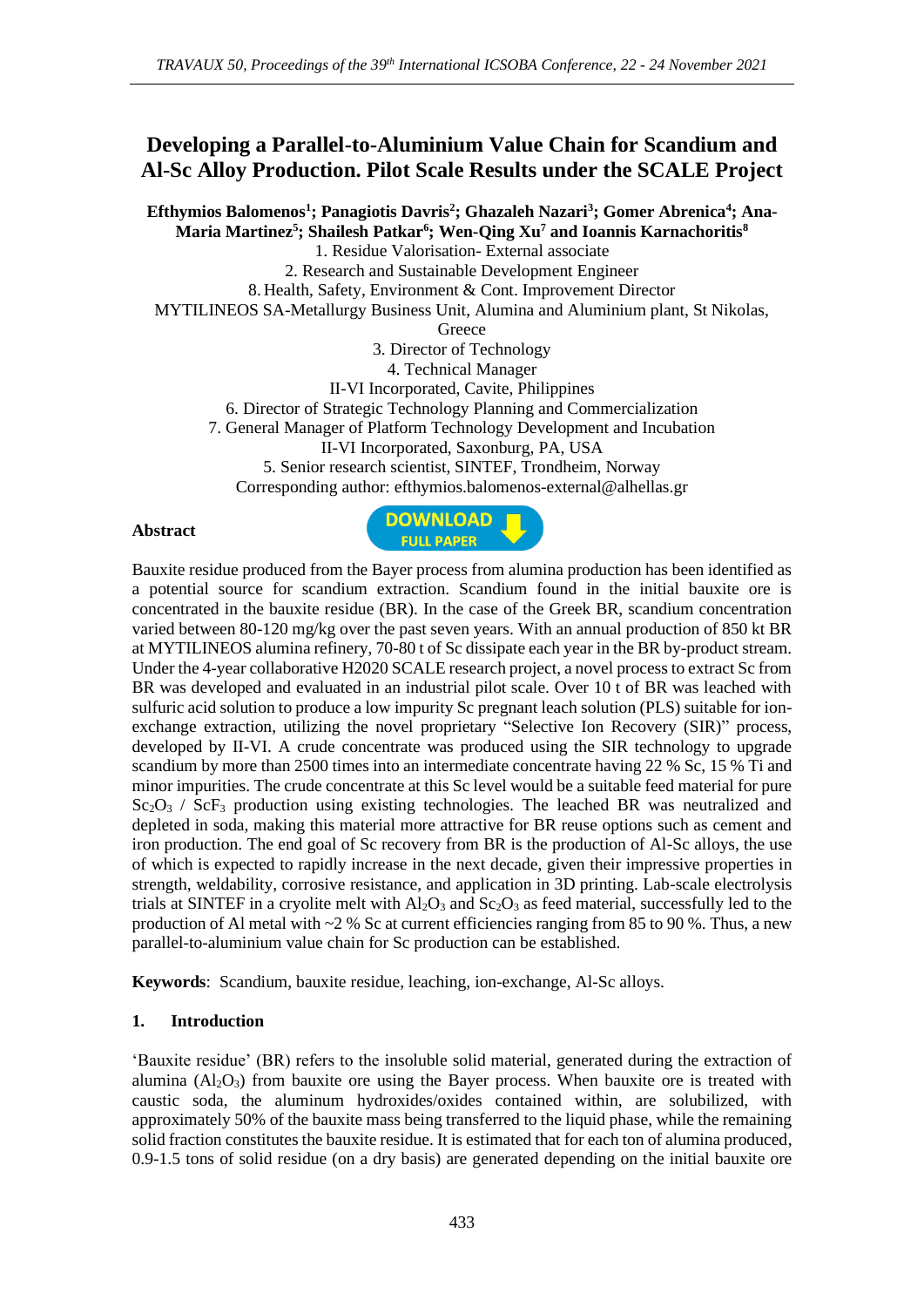# Developing a Parallel-to-Aluminium Value Chain for Scandium and Al-Sc Alloy Production. Pilot Scale Results under the SCALE Project

**Efthymios Balomenos[1]; Panagiotis Davris[2]; Ghazaleh Nazari[3]; Gomer Abrenica[4]; Ana-Maria Martinez[5]; Shailesh Patkar[6]; Wen-Qing Xu[7] and Ioannis Karnachoritis[8]**

1. Residue Valorisation- External associate
2. Research and Sustainable Development Engineer
8. Health, Safety, Environment & Cont. Improvement Director

MYTILINEOS SA-Metallurgy Business Unit, Alumina and Aluminium plant, St Nikolas, Greece

3. Director of Technology
4. Technical Manager

II-VI Incorporated, Cavite, Philippines

6. Director of Strategic Technology Planning and Commercialization
7. General Manager of Platform Technology Development and Incubation

II-VI Incorporated, Saxonburg, PA, USA

5. Senior research scientist, SINTEF, Trondheim, Norway

Corresponding author: efthymios.balomenos-external@alhellas.gr

**Abstract**

Bauxite residue produced from the Bayer process from alumina production has been identified as a potential source for scandium extraction. Scandium found in the initial bauxite ore is concentrated in the bauxite residue (BR). In the case of the Greek BR, scandium concentration varied between 80-120 mg/kg over the past seven years. With an annual production of 850 kt BR at MYTILINEOS alumina refinery, 70-80 t of Sc dissipate each year in the BR by-product stream. Under the 4-year collaborative H2020 SCALE research project, a novel process to extract Sc from BR was developed and evaluated in an industrial pilot scale. Over 10 t of BR was leached with sulfuric acid solution to produce a low impurity Sc pregnant leach solution (PLS) suitable for ion-exchange extraction, utilizing the novel proprietary "Selective Ion Recovery (SIR)" process, developed by II-VI. A crude concentrate was produced using the SIR technology to upgrade scandium by more than 2500 times into an intermediate concentrate having 22 % Sc, 15 % Ti and minor impurities. The crude concentrate at this Sc level would be a suitable feed material for pure $Sc_2O_3$ / $ScF_3$ production using existing technologies. The leached BR was neutralized and depleted in soda, making this material more attractive for BR reuse options such as cement and iron production. The end goal of Sc recovery from BR is the production of Al-Sc alloys, the use of which is expected to rapidly increase in the next decade, given their impressive properties in strength, weldability, corrosive resistance, and application in 3D printing. Lab-scale electrolysis trials at SINTEF in a cryolite melt with $Al_2O_3$ and $Sc_2O_3$ as feed material, successfully led to the production of Al metal with ~2 % Sc at current efficiencies ranging from 85 to 90 %. Thus, a new parallel-to-aluminium value chain for Sc production can be established.

**Keywords**: Scandium, bauxite residue, leaching, ion-exchange, Al-Sc alloys.

## 1. Introduction

'Bauxite residue' (BR) refers to the insoluble solid material, generated during the extraction of alumina ($Al_2O_3$) from bauxite ore using the Bayer process. When bauxite ore is treated with caustic soda, the aluminum hydroxides/oxides contained within, are solubilized, with approximately 50% of the bauxite mass being transferred to the liquid phase, while the remaining solid fraction constitutes the bauxite residue. It is estimated that for each ton of alumina produced, 0.9-1.5 tons of solid residue (on a dry basis) are generated depending on the initial bauxite ore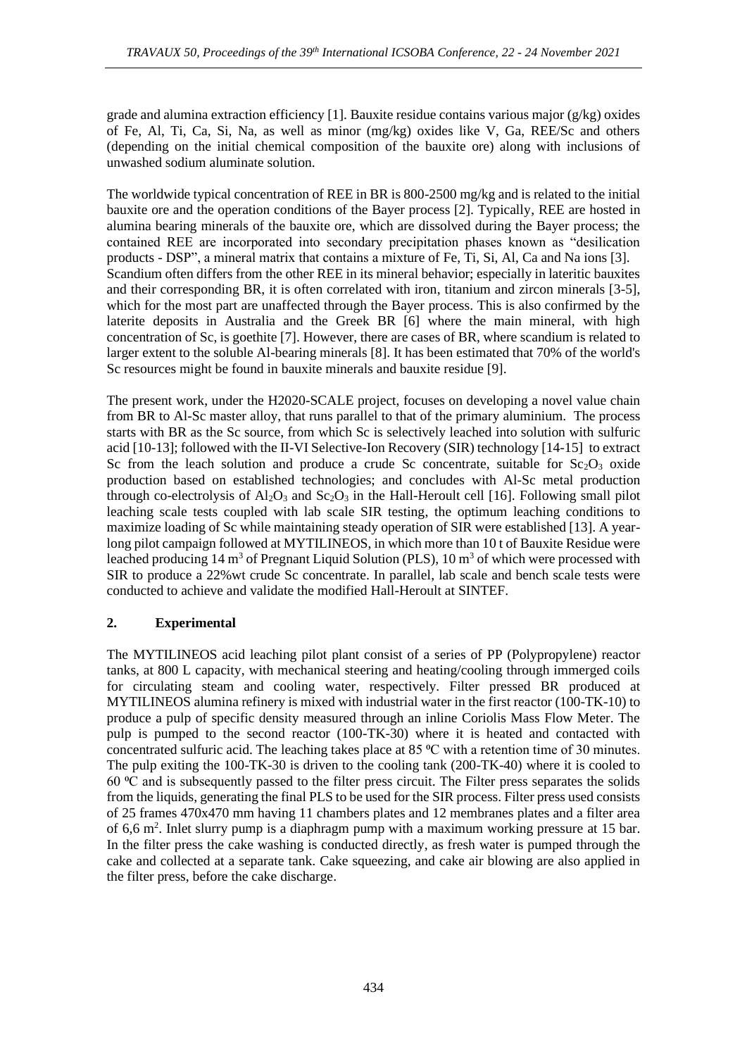grade and alumina extraction efficiency [1]. Bauxite residue contains various major (g/kg) oxides of Fe, Al, Ti, Ca, Si, Na, as well as minor (mg/kg) oxides like V, Ga, REE/Sc and others (depending on the initial chemical composition of the bauxite ore) along with inclusions of unwashed sodium aluminate solution.

The worldwide typical concentration of REE in BR is 800-2500 mg/kg and is related to the initial bauxite ore and the operation conditions of the Bayer process [2]. Typically, REE are hosted in alumina bearing minerals of the bauxite ore, which are dissolved during the Bayer process; the contained REE are incorporated into secondary precipitation phases known as "desilication products - DSP", a mineral matrix that contains a mixture of Fe, Ti, Si, Al, Ca and Na ions [3]. Scandium often differs from the other REE in its mineral behavior; especially in lateritic bauxites and their corresponding BR, it is often correlated with iron, titanium and zircon minerals [3-5], which for the most part are unaffected through the Bayer process. This is also confirmed by the laterite deposits in Australia and the Greek BR [6] where the main mineral, with high concentration of Sc, is goethite [7]. However, there are cases of BR, where scandium is related to larger extent to the soluble Al-bearing minerals [8]. It has been estimated that 70% of the world's Sc resources might be found in bauxite minerals and bauxite residue [9].

The present work, under the H2020-SCALE project, focuses on developing a novel value chain from BR to Al-Sc master alloy, that runs parallel to that of the primary aluminium. The process starts with BR as the Sc source, from which Sc is selectively leached into solution with sulfuric acid [10-13]; followed with the II-VI Selective-Ion Recovery (SIR) technology [14-15] to extract Sc from the leach solution and produce a crude Sc concentrate, suitable for $Sc_2O_3$ oxide production based on established technologies; and concludes with Al-Sc metal production through co-electrolysis of $Al_2O_3$ and $Sc_2O_3$ in the Hall-Heroult cell [16]. Following small pilot leaching scale tests coupled with lab scale SIR testing, the optimum leaching conditions to maximize loading of Sc while maintaining steady operation of SIR were established [13]. A year-long pilot campaign followed at MYTILINEOS, in which more than 10 t of Bauxite Residue were leached producing 14 $m^3$ of Pregnant Liquid Solution (PLS), 10 $m^3$ of which were processed with SIR to produce a 22%wt crude Sc concentrate. In parallel, lab scale and bench scale tests were conducted to achieve and validate the modified Hall-Heroult at SINTEF.

## 2. Experimental

The MYTILINEOS acid leaching pilot plant consist of a series of PP (Polypropylene) reactor tanks, at 800 L capacity, with mechanical steering and heating/cooling through immerged coils for circulating steam and cooling water, respectively. Filter pressed BR produced at MYTILINEOS alumina refinery is mixed with industrial water in the first reactor (100-TK-10) to produce a pulp of specific density measured through an inline Coriolis Mass Flow Meter. The pulp is pumped to the second reactor (100-TK-30) where it is heated and contacted with concentrated sulfuric acid. The leaching takes place at 85 ºC with a retention time of 30 minutes. The pulp exiting the 100-TK-30 is driven to the cooling tank (200-TK-40) where it is cooled to 60 ºC and is subsequently passed to the filter press circuit. The Filter press separates the solids from the liquids, generating the final PLS to be used for the SIR process. Filter press used consists of 25 frames 470x470 mm having 11 chambers plates and 12 membranes plates and a filter area of 6,6 $m^2$. Inlet slurry pump is a diaphragm pump with a maximum working pressure at 15 bar. In the filter press the cake washing is conducted directly, as fresh water is pumped through the cake and collected at a separate tank. Cake squeezing, and cake air blowing are also applied in the filter press, before the cake discharge.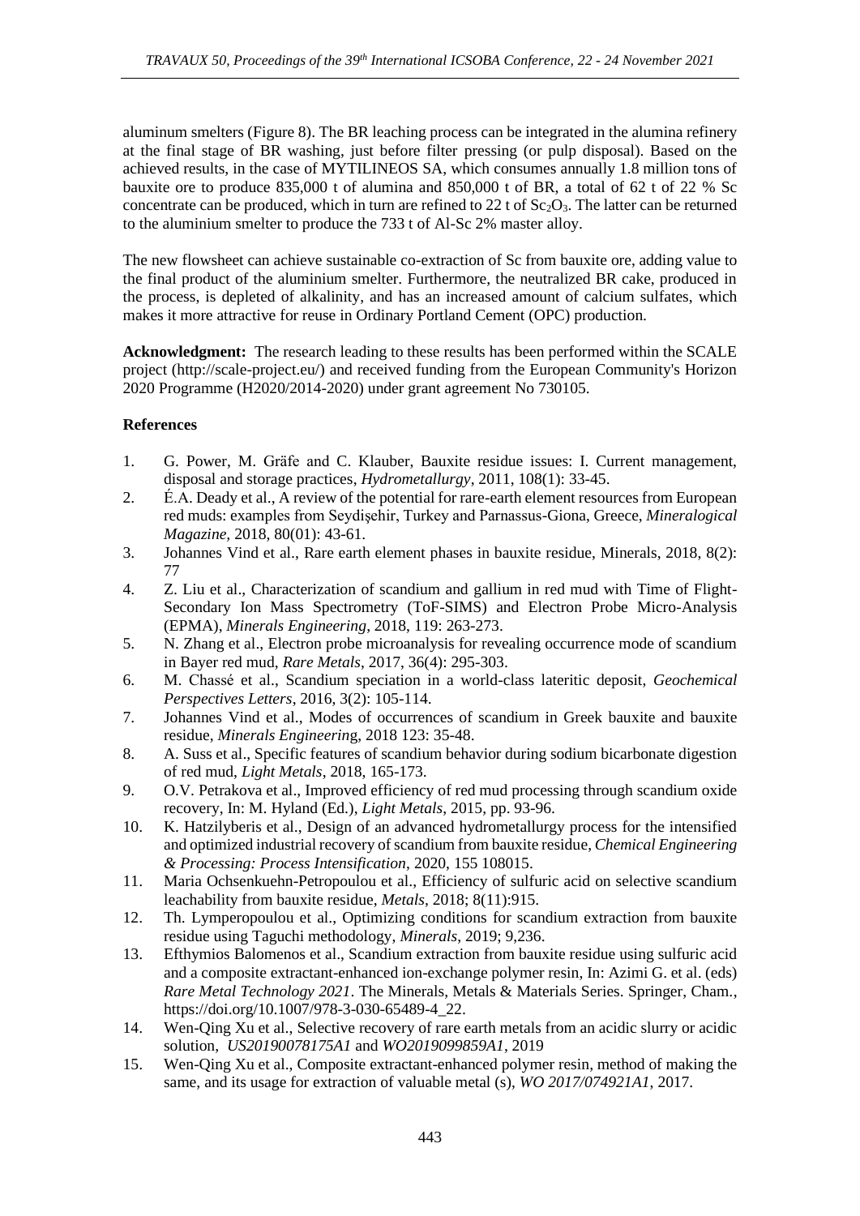aluminum smelters (Figure 8). The BR leaching process can be integrated in the alumina refinery at the final stage of BR washing, just before filter pressing (or pulp disposal). Based on the achieved results, in the case of MYTILINEOS SA, which consumes annually 1.8 million tons of bauxite ore to produce 835,000 t of alumina and 850,000 t of BR, a total of 62 t of 22 % Sc concentrate can be produced, which in turn are refined to 22 t of $Sc_2O_3$. The latter can be returned to the aluminium smelter to produce the 733 t of Al-Sc 2% master alloy.

The new flowsheet can achieve sustainable co-extraction of Sc from bauxite ore, adding value to the final product of the aluminium smelter. Furthermore, the neutralized BR cake, produced in the process, is depleted of alkalinity, and has an increased amount of calcium sulfates, which makes it more attractive for reuse in Ordinary Portland Cement (OPC) production.

**Acknowledgment:** The research leading to these results has been performed within the SCALE project (http://scale-project.eu/) and received funding from the European Community's Horizon 2020 Programme (H2020/2014-2020) under grant agreement No 730105.

**References**

1. G. Power, M. Gräfe and C. Klauber, Bauxite residue issues: I. Current management, disposal and storage practices, *Hydrometallurgy*, 2011, 108(1): 33-45.
2. É.A. Deady et al., A review of the potential for rare-earth element resources from European red muds: examples from Seydişehir, Turkey and Parnassus-Giona, Greece, *Mineralogical Magazine*, 2018, 80(01): 43-61.
3. Johannes Vind et al., Rare earth element phases in bauxite residue, Minerals, 2018, 8(2): 77
4. Z. Liu et al., Characterization of scandium and gallium in red mud with Time of Flight-Secondary Ion Mass Spectrometry (ToF-SIMS) and Electron Probe Micro-Analysis (EPMA), *Minerals Engineering*, 2018, 119: 263-273.
5. N. Zhang et al., Electron probe microanalysis for revealing occurrence mode of scandium in Bayer red mud, *Rare Metals*, 2017, 36(4): 295-303.
6. M. Chassé et al., Scandium speciation in a world-class lateritic deposit, *Geochemical Perspectives Letters*, 2016, 3(2): 105-114.
7. Johannes Vind et al., Modes of occurrences of scandium in Greek bauxite and bauxite residue, *Minerals Engineering*, 2018 123: 35-48.
8. A. Suss et al., Specific features of scandium behavior during sodium bicarbonate digestion of red mud, *Light Metals*, 2018, 165-173.
9. O.V. Petrakova et al., Improved efficiency of red mud processing through scandium oxide recovery, In: M. Hyland (Ed.), *Light Metals*, 2015, pp. 93-96.
10. K. Hatzilyberis et al., Design of an advanced hydrometallurgy process for the intensified and optimized industrial recovery of scandium from bauxite residue, *Chemical Engineering & Processing: Process Intensification*, 2020, 155 108015.
11. Maria Ochsenkuehn-Petropoulou et al., Efficiency of sulfuric acid on selective scandium leachability from bauxite residue, *Metals*, 2018; 8(11):915.
12. Th. Lymperopoulou et al., Optimizing conditions for scandium extraction from bauxite residue using Taguchi methodology, *Minerals*, 2019; 9,236.
13. Efthymios Balomenos et al., Scandium extraction from bauxite residue using sulfuric acid and a composite extractant-enhanced ion-exchange polymer resin, In: Azimi G. et al. (eds) *Rare Metal Technology 2021*. The Minerals, Metals & Materials Series. Springer, Cham., https://doi.org/10.1007/978-3-030-65489-4_22.
14. Wen-Qing Xu et al., Selective recovery of rare earth metals from an acidic slurry or acidic solution, *US20190078175A1* and *WO2019099859A1*, 2019
15. Wen-Qing Xu et al., Composite extractant-enhanced polymer resin, method of making the same, and its usage for extraction of valuable metal (s), *WO 2017/074921A1*, 2017.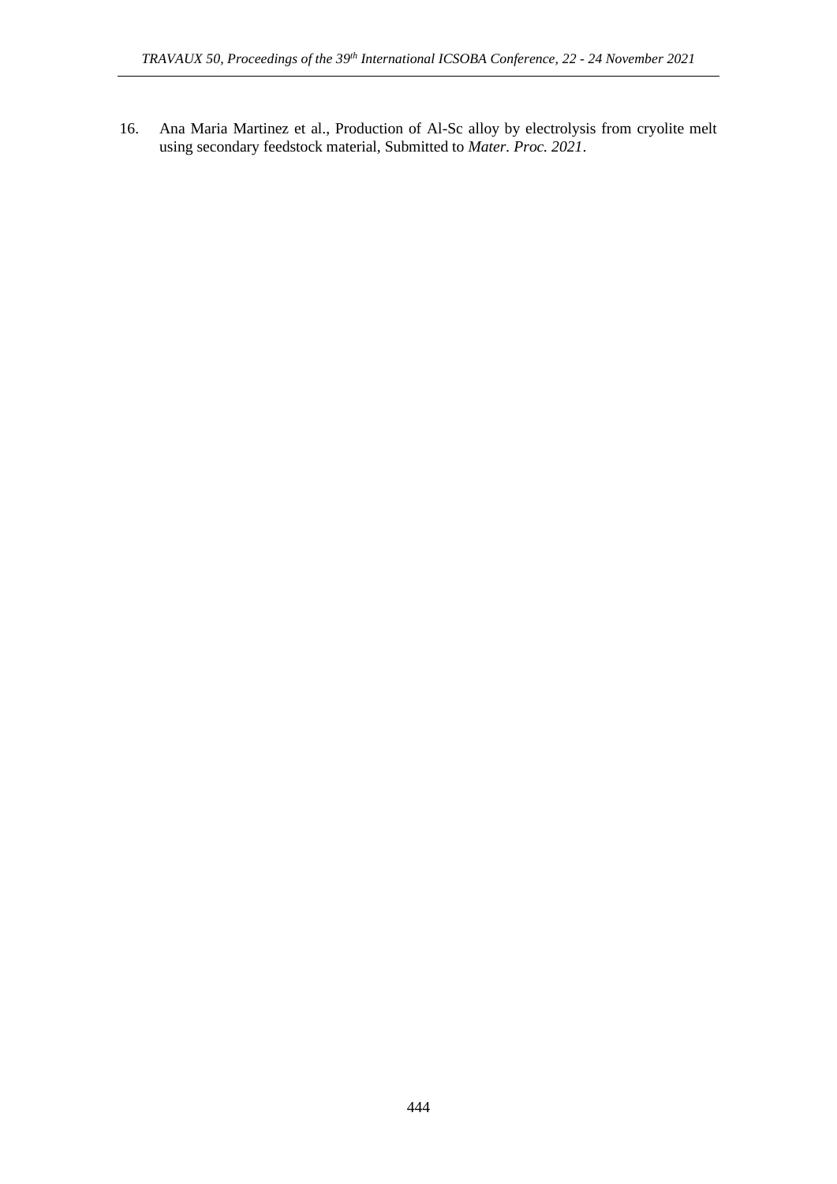16. Ana Maria Martinez et al., Production of Al-Sc alloy by electrolysis from cryolite melt using secondary feedstock material, Submitted to *Mater. Proc. 2021*.